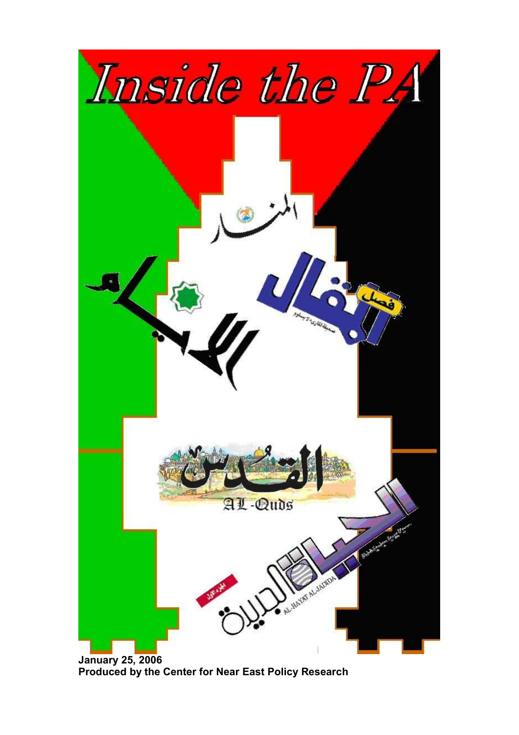# Inside the PA

**January 25, 2006**
**Produced by the Center for Near East Policy Research**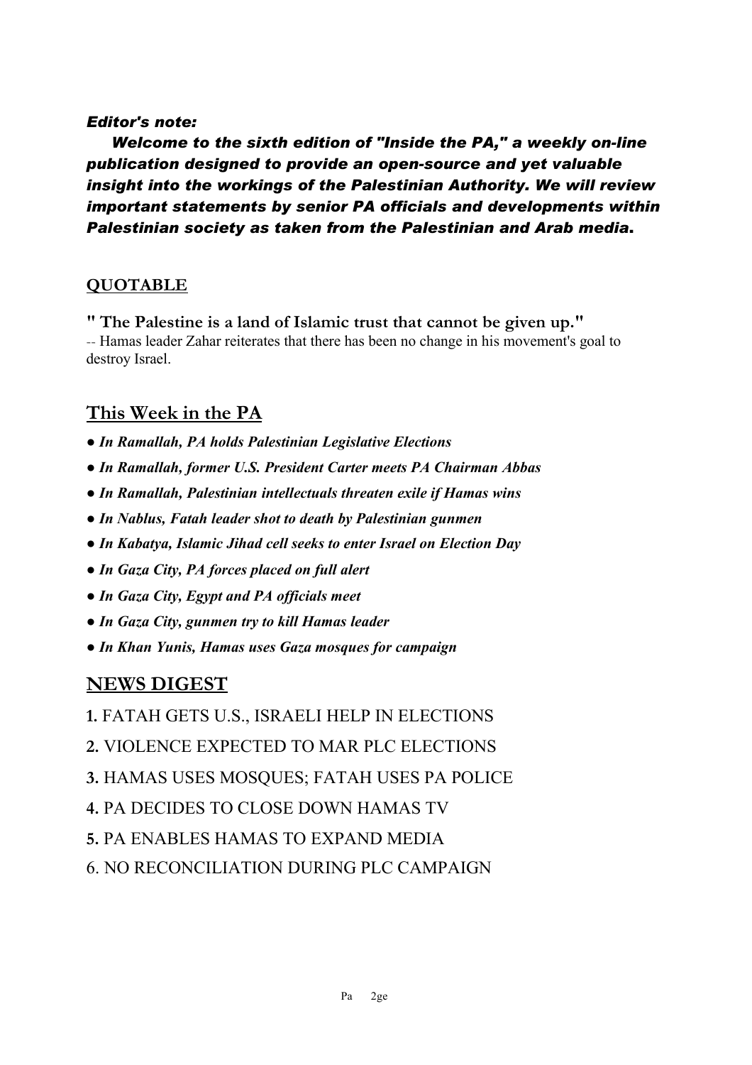*Editor's note:*

***Welcome to the sixth edition of "Inside the PA," a weekly on-line publication designed to provide an open-source and yet valuable insight into the workings of the Palestinian Authority. We will review important statements by senior PA officials and developments within Palestinian society as taken from the Palestinian and Arab media.***

## QUOTABLE

**" The Palestine is a land of Islamic trust that cannot be given up."**
-- Hamas leader Zahar reiterates that there has been no change in his movement's goal to destroy Israel.

## This Week in the PA

- ***In Ramallah, PA holds Palestinian Legislative Elections***
- ***In Ramallah, former U.S. President Carter meets PA Chairman Abbas***
- ***In Ramallah, Palestinian intellectuals threaten exile if Hamas wins***
- ***In Nablus, Fatah leader shot to death by Palestinian gunmen***
- ***In Kabatya, Islamic Jihad cell seeks to enter Israel on Election Day***
- ***In Gaza City, PA forces placed on full alert***
- ***In Gaza City, Egypt and PA officials meet***
- ***In Gaza City, gunmen try to kill Hamas leader***
- ***In Khan Yunis, Hamas uses Gaza mosques for campaign***

## NEWS DIGEST

**1.** FATAH GETS U.S., ISRAELI HELP IN ELECTIONS

**2.** VIOLENCE EXPECTED TO MAR PLC ELECTIONS

**3.** HAMAS USES MOSQUES; FATAH USES PA POLICE

**4.** PA DECIDES TO CLOSE DOWN HAMAS TV

**5.** PA ENABLES HAMAS TO EXPAND MEDIA

6. NO RECONCILIATION DURING PLC CAMPAIGN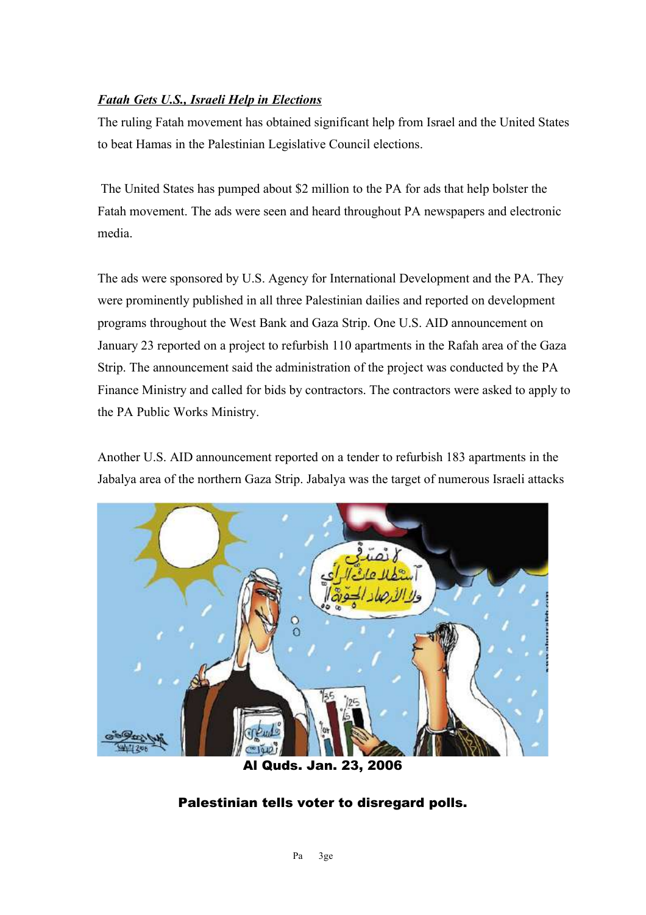***Fatah Gets U.S., Israeli Help in Elections***

The ruling Fatah movement has obtained significant help from Israel and the United States to beat Hamas in the Palestinian Legislative Council elections.

The United States has pumped about $2 million to the PA for ads that help bolster the Fatah movement. The ads were seen and heard throughout PA newspapers and electronic media.

The ads were sponsored by U.S. Agency for International Development and the PA. They were prominently published in all three Palestinian dailies and reported on development programs throughout the West Bank and Gaza Strip. One U.S. AID announcement on January 23 reported on a project to refurbish 110 apartments in the Rafah area of the Gaza Strip. The announcement said the administration of the project was conducted by the PA Finance Ministry and called for bids by contractors. The contractors were asked to apply to the PA Public Works Ministry.

Another U.S. AID announcement reported on a tender to refurbish 183 apartments in the Jabalya area of the northern Gaza Strip. Jabalya was the target of numerous Israeli attacks

**Al Quds. Jan. 23, 2006**

**Palestinian tells voter to disregard polls.**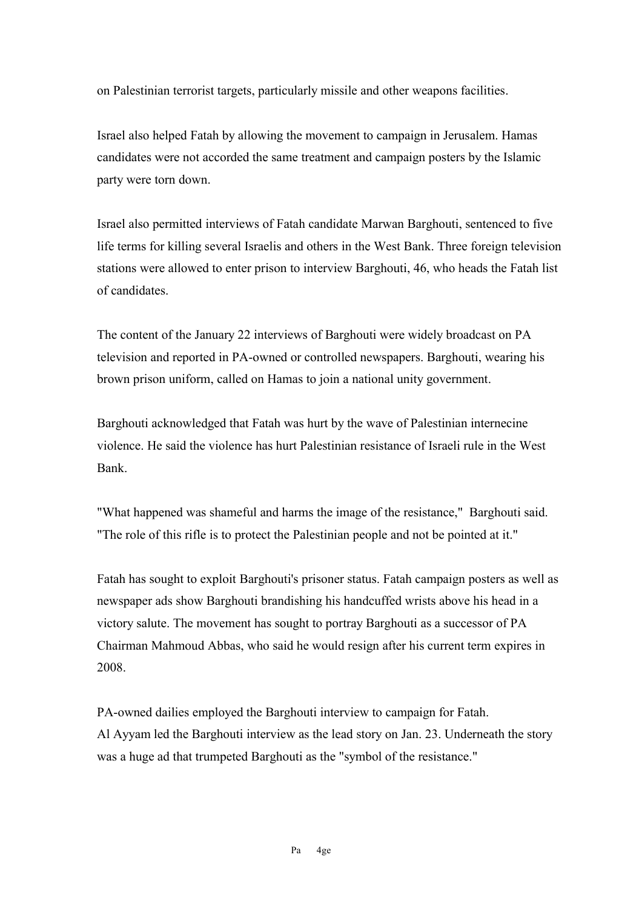on Palestinian terrorist targets, particularly missile and other weapons facilities.

Israel also helped Fatah by allowing the movement to campaign in Jerusalem. Hamas candidates were not accorded the same treatment and campaign posters by the Islamic party were torn down.

Israel also permitted interviews of Fatah candidate Marwan Barghouti, sentenced to five life terms for killing several Israelis and others in the West Bank. Three foreign television stations were allowed to enter prison to interview Barghouti, 46, who heads the Fatah list of candidates.

The content of the January 22 interviews of Barghouti were widely broadcast on PA television and reported in PA-owned or controlled newspapers. Barghouti, wearing his brown prison uniform, called on Hamas to join a national unity government.

Barghouti acknowledged that Fatah was hurt by the wave of Palestinian internecine violence. He said the violence has hurt Palestinian resistance of Israeli rule in the West Bank.

"What happened was shameful and harms the image of the resistance," Barghouti said. "The role of this rifle is to protect the Palestinian people and not be pointed at it."

Fatah has sought to exploit Barghouti's prisoner status. Fatah campaign posters as well as newspaper ads show Barghouti brandishing his handcuffed wrists above his head in a victory salute. The movement has sought to portray Barghouti as a successor of PA Chairman Mahmoud Abbas, who said he would resign after his current term expires in 2008.

PA-owned dailies employed the Barghouti interview to campaign for Fatah.
Al Ayyam led the Barghouti interview as the lead story on Jan. 23. Underneath the story was a huge ad that trumpeted Barghouti as the "symbol of the resistance."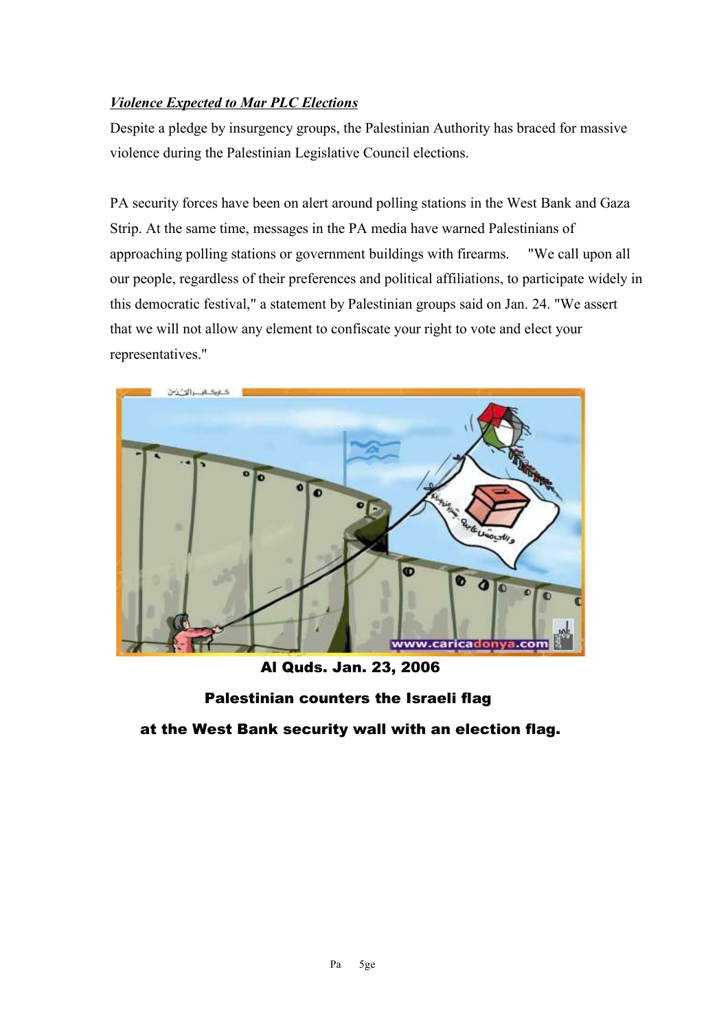***Violence Expected to Mar PLC Elections***

Despite a pledge by insurgency groups, the Palestinian Authority has braced for massive violence during the Palestinian Legislative Council elections.

PA security forces have been on alert around polling stations in the West Bank and Gaza Strip. At the same time, messages in the PA media have warned Palestinians of approaching polling stations or government buildings with firearms. "We call upon all our people, regardless of their preferences and political affiliations, to participate widely in this democratic festival," a statement by Palestinian groups said on Jan. 24. "We assert that we will not allow any element to confiscate your right to vote and elect your representatives."

**Al Quds. Jan. 23, 2006**

**Palestinian counters the Israeli flag at the West Bank security wall with an election flag.**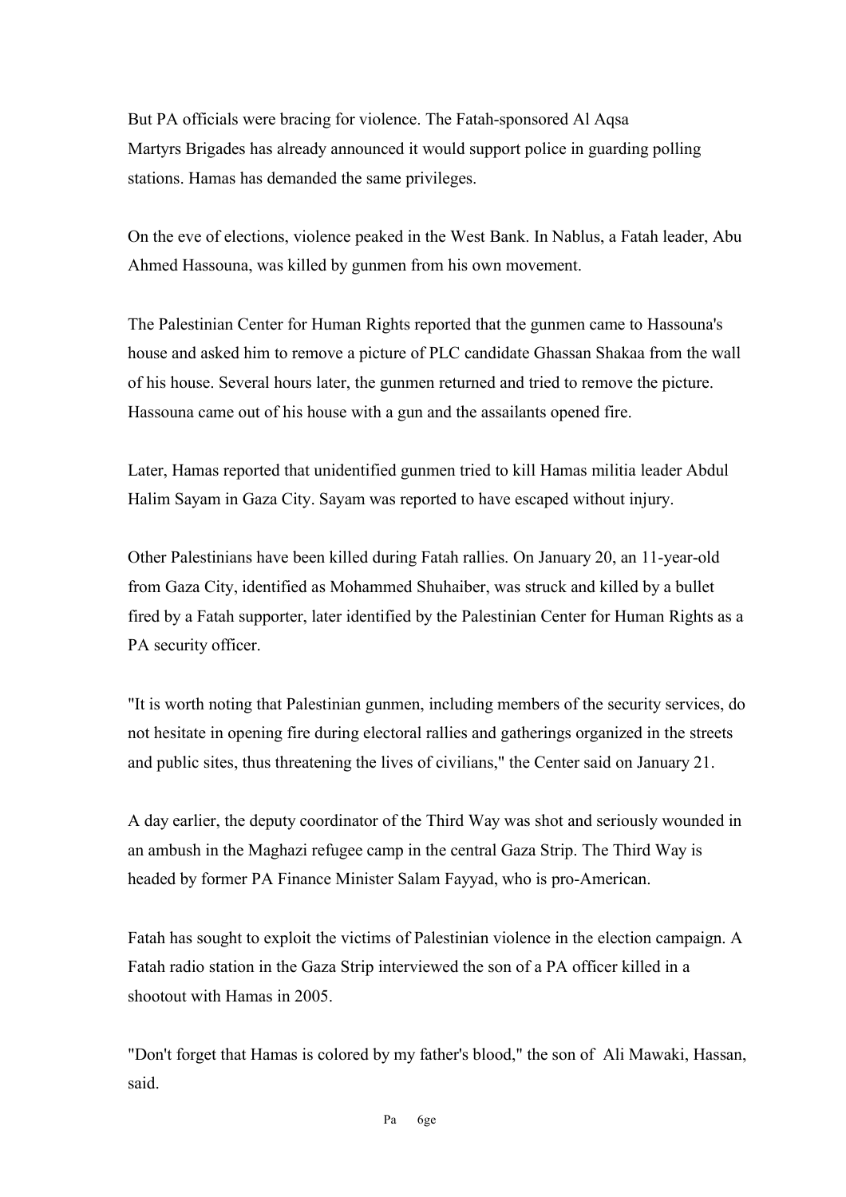But PA officials were bracing for violence. The Fatah-sponsored Al Aqsa Martyrs Brigades has already announced it would support police in guarding polling stations. Hamas has demanded the same privileges.

On the eve of elections, violence peaked in the West Bank. In Nablus, a Fatah leader, Abu Ahmed Hassouna, was killed by gunmen from his own movement.

The Palestinian Center for Human Rights reported that the gunmen came to Hassouna's house and asked him to remove a picture of PLC candidate Ghassan Shakaa from the wall of his house. Several hours later, the gunmen returned and tried to remove the picture. Hassouna came out of his house with a gun and the assailants opened fire.

Later, Hamas reported that unidentified gunmen tried to kill Hamas militia leader Abdul Halim Sayam in Gaza City. Sayam was reported to have escaped without injury.

Other Palestinians have been killed during Fatah rallies. On January 20, an 11-year-old from Gaza City, identified as Mohammed Shuhaiber, was struck and killed by a bullet fired by a Fatah supporter, later identified by the Palestinian Center for Human Rights as a PA security officer.

"It is worth noting that Palestinian gunmen, including members of the security services, do not hesitate in opening fire during electoral rallies and gatherings organized in the streets and public sites, thus threatening the lives of civilians," the Center said on January 21.

A day earlier, the deputy coordinator of the Third Way was shot and seriously wounded in an ambush in the Maghazi refugee camp in the central Gaza Strip. The Third Way is headed by former PA Finance Minister Salam Fayyad, who is pro-American.

Fatah has sought to exploit the victims of Palestinian violence in the election campaign. A Fatah radio station in the Gaza Strip interviewed the son of a PA officer killed in a shootout with Hamas in 2005.

"Don't forget that Hamas is colored by my father's blood," the son of Ali Mawaki, Hassan, said.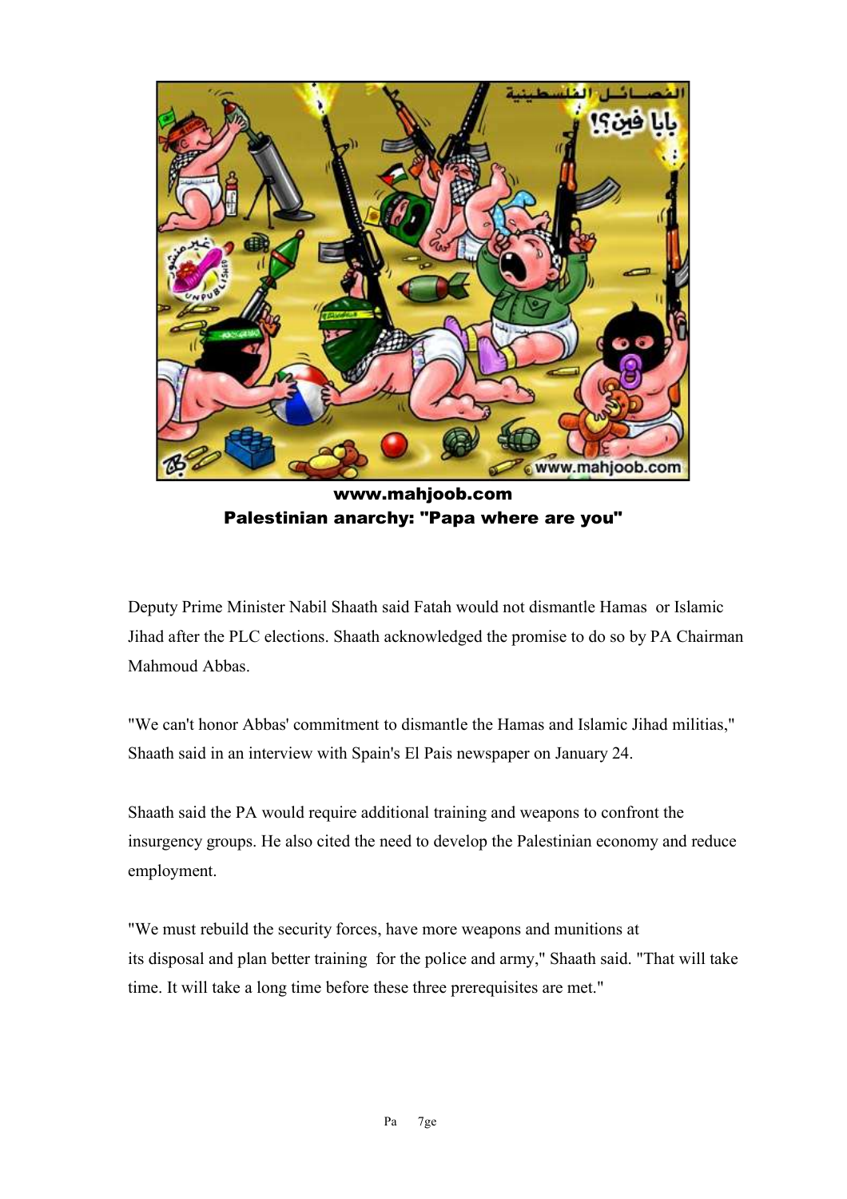**www.mahjoob.com**
**Palestinian anarchy: "Papa where are you"**

Deputy Prime Minister Nabil Shaath said Fatah would not dismantle Hamas or Islamic Jihad after the PLC elections. Shaath acknowledged the promise to do so by PA Chairman Mahmoud Abbas.

"We can't honor Abbas' commitment to dismantle the Hamas and Islamic Jihad militias," Shaath said in an interview with Spain's El Pais newspaper on January 24.

Shaath said the PA would require additional training and weapons to confront the insurgency groups. He also cited the need to develop the Palestinian economy and reduce employment.

"We must rebuild the security forces, have more weapons and munitions at its disposal and plan better training for the police and army," Shaath said. "That will take time. It will take a long time before these three prerequisites are met."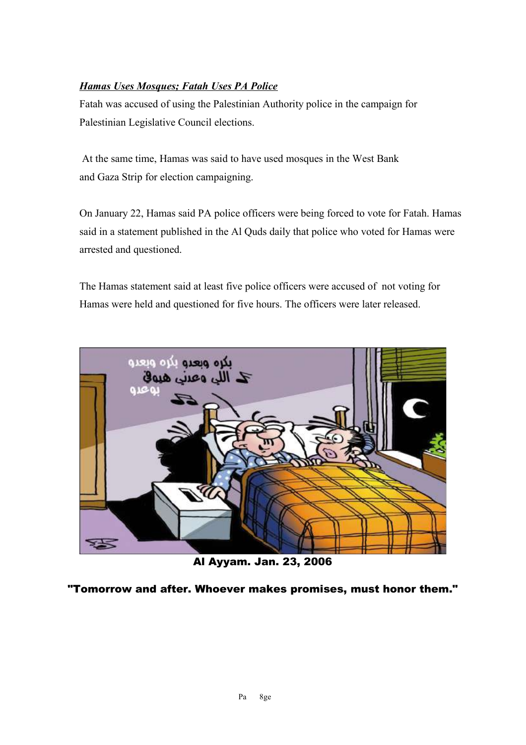***Hamas Uses Mosques; Fatah Uses PA Police***

Fatah was accused of using the Palestinian Authority police in the campaign for Palestinian Legislative Council elections.

At the same time, Hamas was said to have used mosques in the West Bank and Gaza Strip for election campaigning.

On January 22, Hamas said PA police officers were being forced to vote for Fatah. Hamas said in a statement published in the Al Quds daily that police who voted for Hamas were arrested and questioned.

The Hamas statement said at least five police officers were accused of not voting for Hamas were held and questioned for five hours. The officers were later released.

**Al Ayyam. Jan. 23, 2006**

**"Tomorrow and after. Whoever makes promises, must honor them."**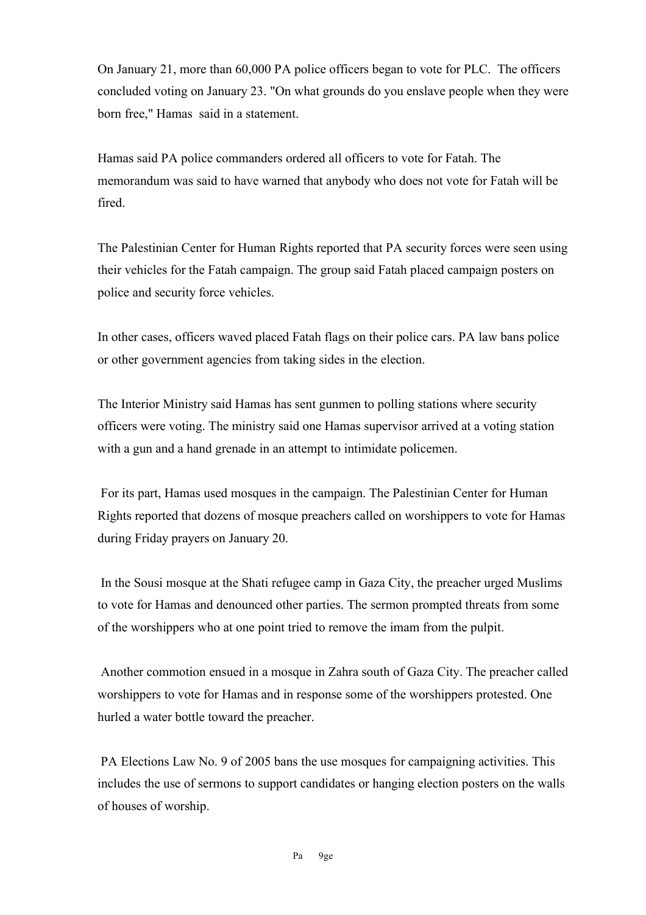On January 21, more than 60,000 PA police officers began to vote for PLC. The officers concluded voting on January 23. "On what grounds do you enslave people when they were born free," Hamas said in a statement.

Hamas said PA police commanders ordered all officers to vote for Fatah. The memorandum was said to have warned that anybody who does not vote for Fatah will be fired.

The Palestinian Center for Human Rights reported that PA security forces were seen using their vehicles for the Fatah campaign. The group said Fatah placed campaign posters on police and security force vehicles.

In other cases, officers waved placed Fatah flags on their police cars. PA law bans police or other government agencies from taking sides in the election.

The Interior Ministry said Hamas has sent gunmen to polling stations where security officers were voting. The ministry said one Hamas supervisor arrived at a voting station with a gun and a hand grenade in an attempt to intimidate policemen.

For its part, Hamas used mosques in the campaign. The Palestinian Center for Human Rights reported that dozens of mosque preachers called on worshippers to vote for Hamas during Friday prayers on January 20.

In the Sousi mosque at the Shati refugee camp in Gaza City, the preacher urged Muslims to vote for Hamas and denounced other parties. The sermon prompted threats from some of the worshippers who at one point tried to remove the imam from the pulpit.

Another commotion ensued in a mosque in Zahra south of Gaza City. The preacher called worshippers to vote for Hamas and in response some of the worshippers protested. One hurled a water bottle toward the preacher.

PA Elections Law No. 9 of 2005 bans the use mosques for campaigning activities. This includes the use of sermons to support candidates or hanging election posters on the walls of houses of worship.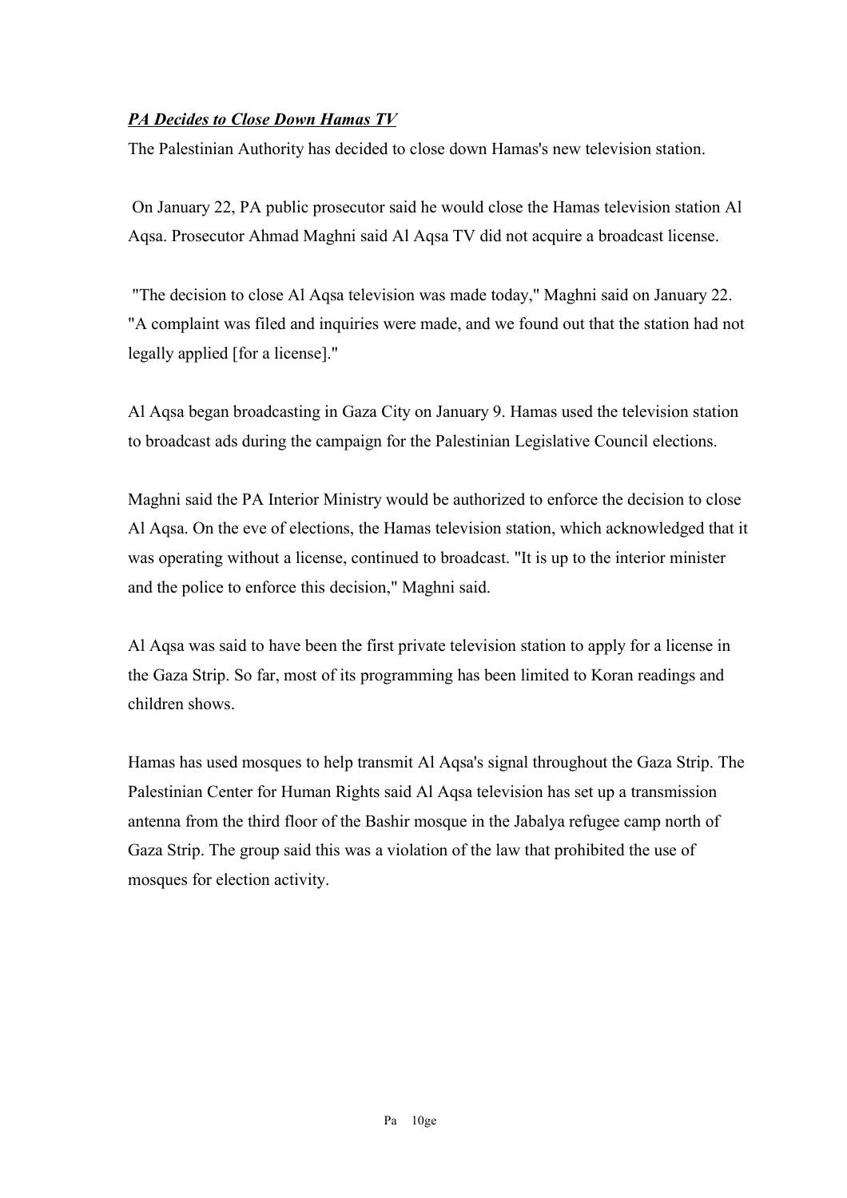***PA Decides to Close Down Hamas TV***

The Palestinian Authority has decided to close down Hamas's new television station.

On January 22, PA public prosecutor said he would close the Hamas television station Al Aqsa. Prosecutor Ahmad Maghni said Al Aqsa TV did not acquire a broadcast license.

"The decision to close Al Aqsa television was made today," Maghni said on January 22. "A complaint was filed and inquiries were made, and we found out that the station had not legally applied [for a license]."

Al Aqsa began broadcasting in Gaza City on January 9. Hamas used the television station to broadcast ads during the campaign for the Palestinian Legislative Council elections.

Maghni said the PA Interior Ministry would be authorized to enforce the decision to close Al Aqsa. On the eve of elections, the Hamas television station, which acknowledged that it was operating without a license, continued to broadcast. "It is up to the interior minister and the police to enforce this decision," Maghni said.

Al Aqsa was said to have been the first private television station to apply for a license in the Gaza Strip. So far, most of its programming has been limited to Koran readings and children shows.

Hamas has used mosques to help transmit Al Aqsa's signal throughout the Gaza Strip. The Palestinian Center for Human Rights said Al Aqsa television has set up a transmission antenna from the third floor of the Bashir mosque in the Jabalya refugee camp north of Gaza Strip. The group said this was a violation of the law that prohibited the use of mosques for election activity.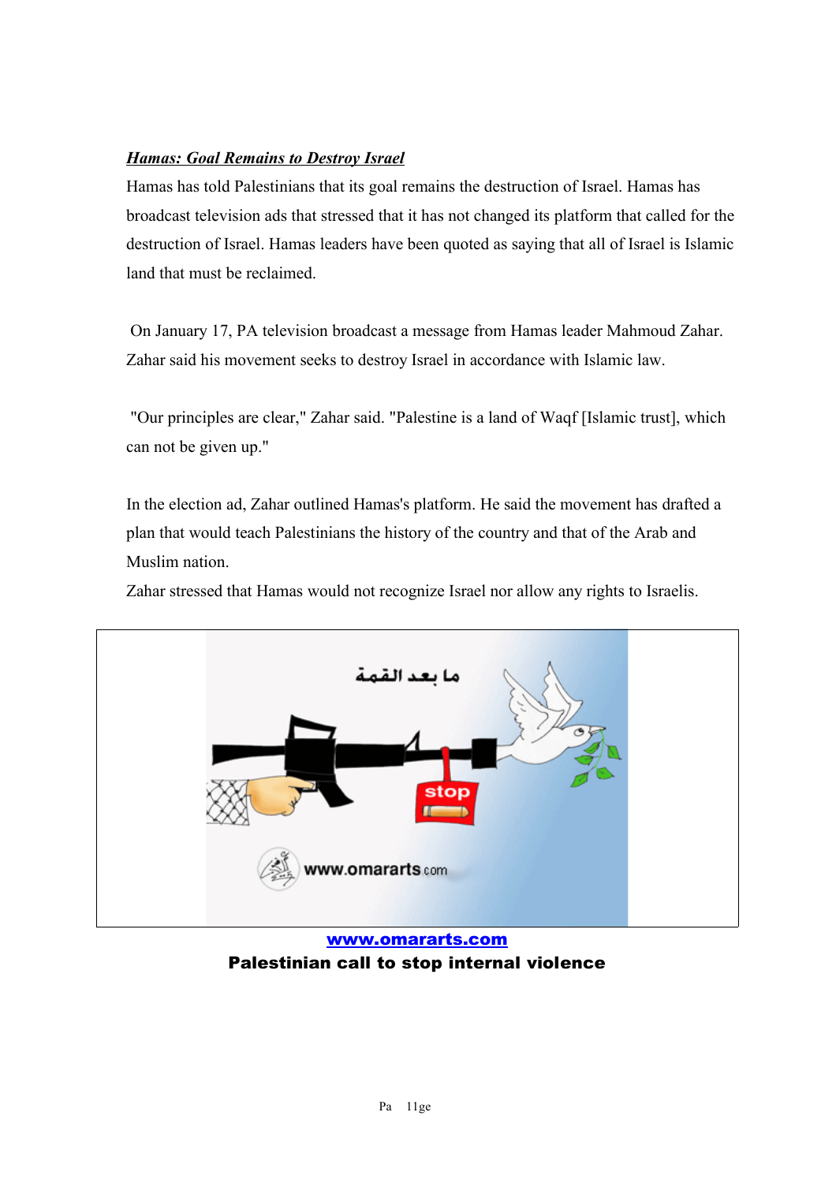***Hamas: Goal Remains to Destroy Israel***

Hamas has told Palestinians that its goal remains the destruction of Israel. Hamas has broadcast television ads that stressed that it has not changed its platform that called for the destruction of Israel. Hamas leaders have been quoted as saying that all of Israel is Islamic land that must be reclaimed.

On January 17, PA television broadcast a message from Hamas leader Mahmoud Zahar. Zahar said his movement seeks to destroy Israel in accordance with Islamic law.

"Our principles are clear," Zahar said. "Palestine is a land of Waqf [Islamic trust], which can not be given up."

In the election ad, Zahar outlined Hamas's platform. He said the movement has drafted a plan that would teach Palestinians the history of the country and that of the Arab and Muslim nation.

Zahar stressed that Hamas would not recognize Israel nor allow any rights to Israelis.

**www.omararts.com**

**Palestinian call to stop internal violence**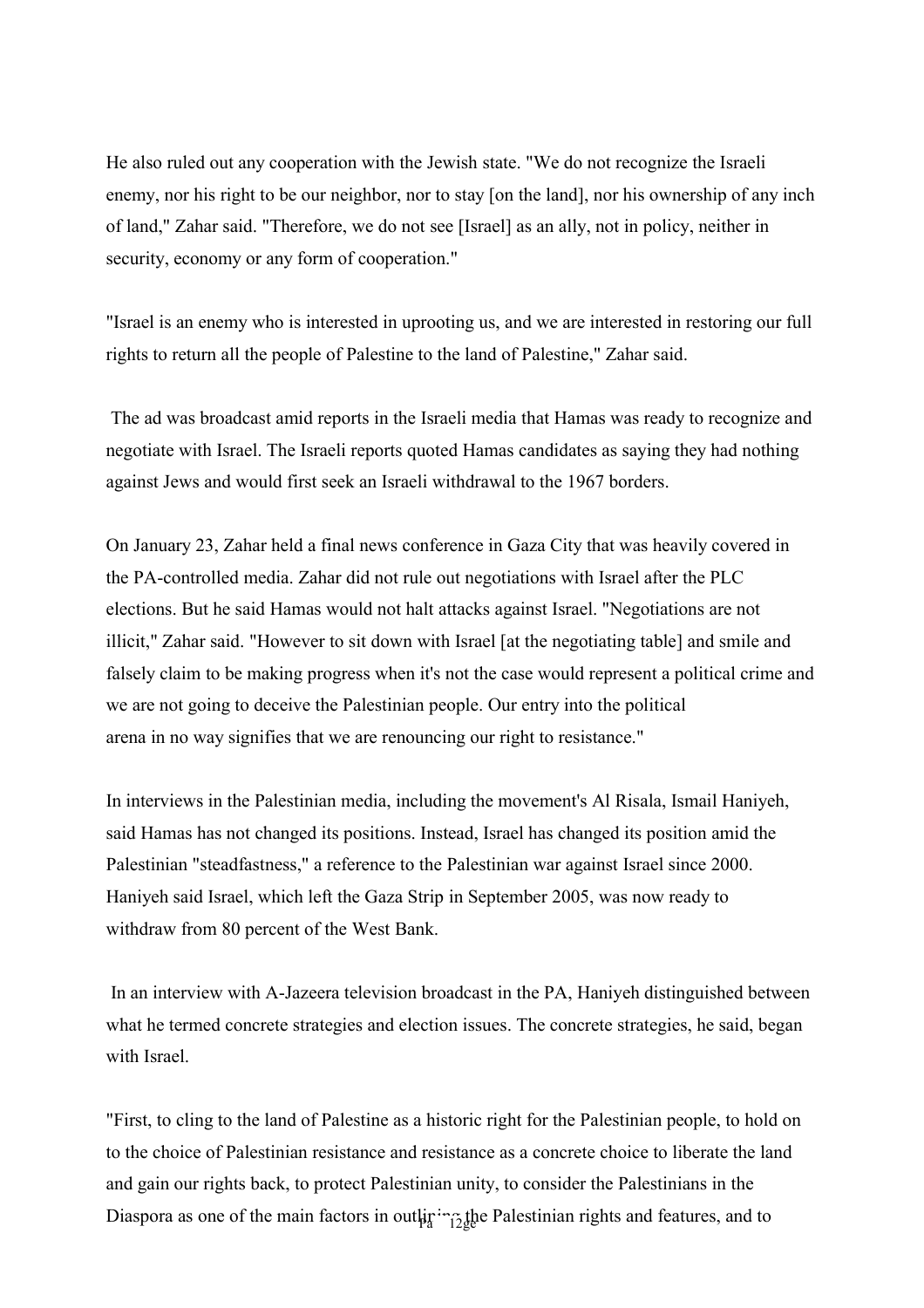He also ruled out any cooperation with the Jewish state. "We do not recognize the Israeli enemy, nor his right to be our neighbor, nor to stay [on the land], nor his ownership of any inch of land," Zahar said. "Therefore, we do not see [Israel] as an ally, not in policy, neither in security, economy or any form of cooperation."

"Israel is an enemy who is interested in uprooting us, and we are interested in restoring our full rights to return all the people of Palestine to the land of Palestine," Zahar said.

The ad was broadcast amid reports in the Israeli media that Hamas was ready to recognize and negotiate with Israel. The Israeli reports quoted Hamas candidates as saying they had nothing against Jews and would first seek an Israeli withdrawal to the 1967 borders.

On January 23, Zahar held a final news conference in Gaza City that was heavily covered in the PA-controlled media. Zahar did not rule out negotiations with Israel after the PLC elections. But he said Hamas would not halt attacks against Israel. "Negotiations are not illicit," Zahar said. "However to sit down with Israel [at the negotiating table] and smile and falsely claim to be making progress when it's not the case would represent a political crime and we are not going to deceive the Palestinian people. Our entry into the political arena in no way signifies that we are renouncing our right to resistance."

In interviews in the Palestinian media, including the movement's Al Risala, Ismail Haniyeh, said Hamas has not changed its positions. Instead, Israel has changed its position amid the Palestinian "steadfastness," a reference to the Palestinian war against Israel since 2000. Haniyeh said Israel, which left the Gaza Strip in September 2005, was now ready to withdraw from 80 percent of the West Bank.

In an interview with A-Jazeera television broadcast in the PA, Haniyeh distinguished between what he termed concrete strategies and election issues. The concrete strategies, he said, began with Israel.

"First, to cling to the land of Palestine as a historic right for the Palestinian people, to hold on to the choice of Palestinian resistance and resistance as a concrete choice to liberate the land and gain our rights back, to protect Palestinian unity, to consider the Palestinians in the Diaspora as one of the main factors in outlining the Palestinian rights and features, and to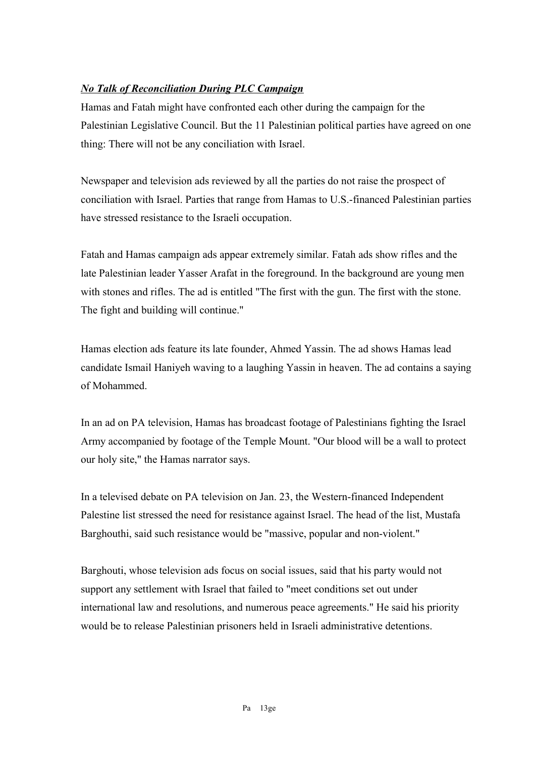***No Talk of Reconciliation During PLC Campaign***

Hamas and Fatah might have confronted each other during the campaign for the Palestinian Legislative Council. But the 11 Palestinian political parties have agreed on one thing: There will not be any conciliation with Israel.

Newspaper and television ads reviewed by all the parties do not raise the prospect of conciliation with Israel. Parties that range from Hamas to U.S.-financed Palestinian parties have stressed resistance to the Israeli occupation.

Fatah and Hamas campaign ads appear extremely similar. Fatah ads show rifles and the late Palestinian leader Yasser Arafat in the foreground. In the background are young men with stones and rifles. The ad is entitled "The first with the gun. The first with the stone. The fight and building will continue."

Hamas election ads feature its late founder, Ahmed Yassin. The ad shows Hamas lead candidate Ismail Haniyeh waving to a laughing Yassin in heaven. The ad contains a saying of Mohammed.

In an ad on PA television, Hamas has broadcast footage of Palestinians fighting the Israel Army accompanied by footage of the Temple Mount. "Our blood will be a wall to protect our holy site," the Hamas narrator says.

In a televised debate on PA television on Jan. 23, the Western-financed Independent Palestine list stressed the need for resistance against Israel. The head of the list, Mustafa Barghouthi, said such resistance would be "massive, popular and non-violent."

Barghouti, whose television ads focus on social issues, said that his party would not support any settlement with Israel that failed to "meet conditions set out under international law and resolutions, and numerous peace agreements." He said his priority would be to release Palestinian prisoners held in Israeli administrative detentions.